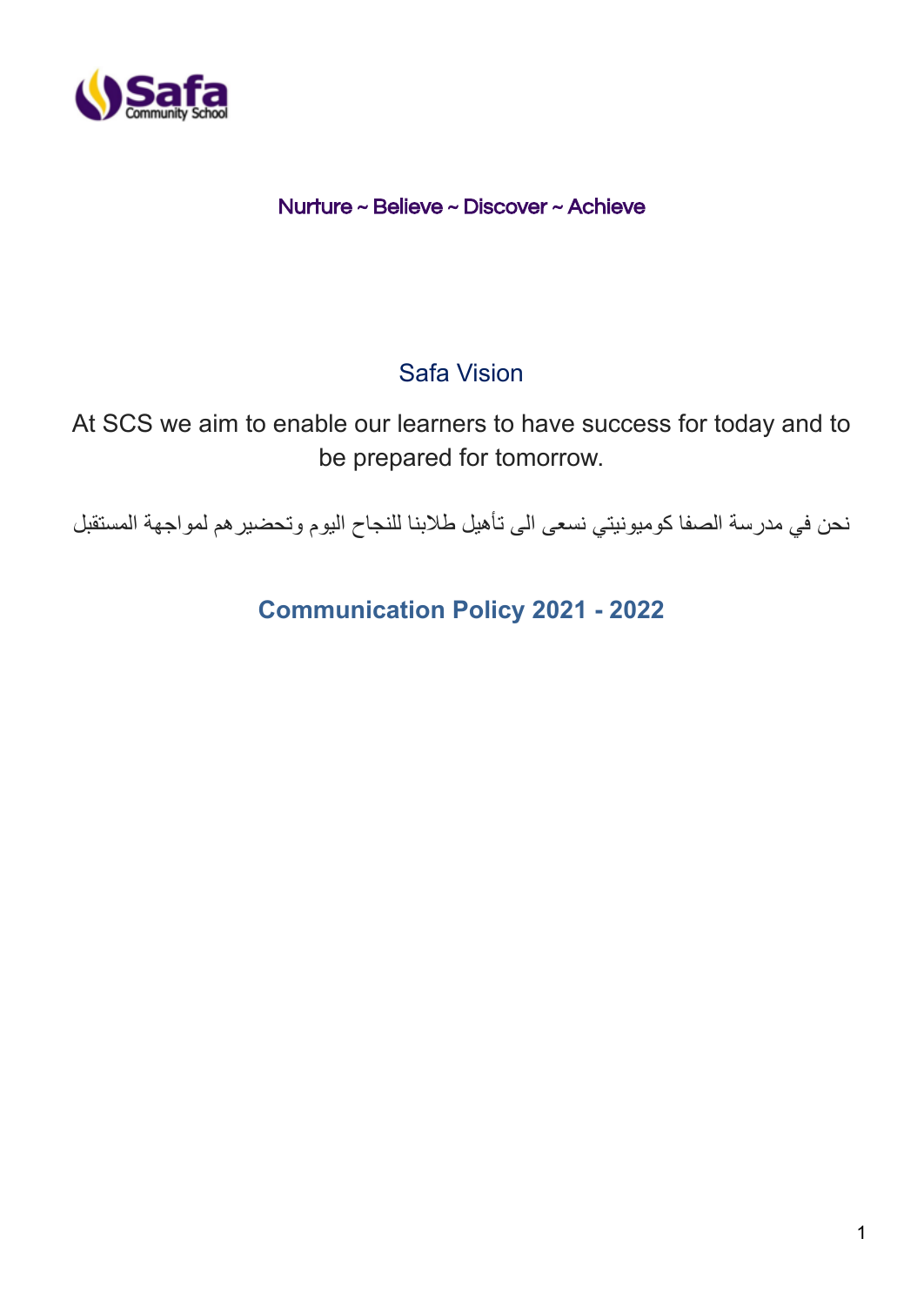Safa Community School

Nurture ~ Believe ~ Discover ~ Achieve

## Safa Vision

At SCS we aim to enable our learners to have success for today and to be prepared for tomorrow.

نحن في مدرسة الصفا كوميونيتي نسعى الى تأهيل طلابنا للنجاح اليوم وتحضيرهم لمواجهة المستقبل

# Communication Policy 2021 - 2022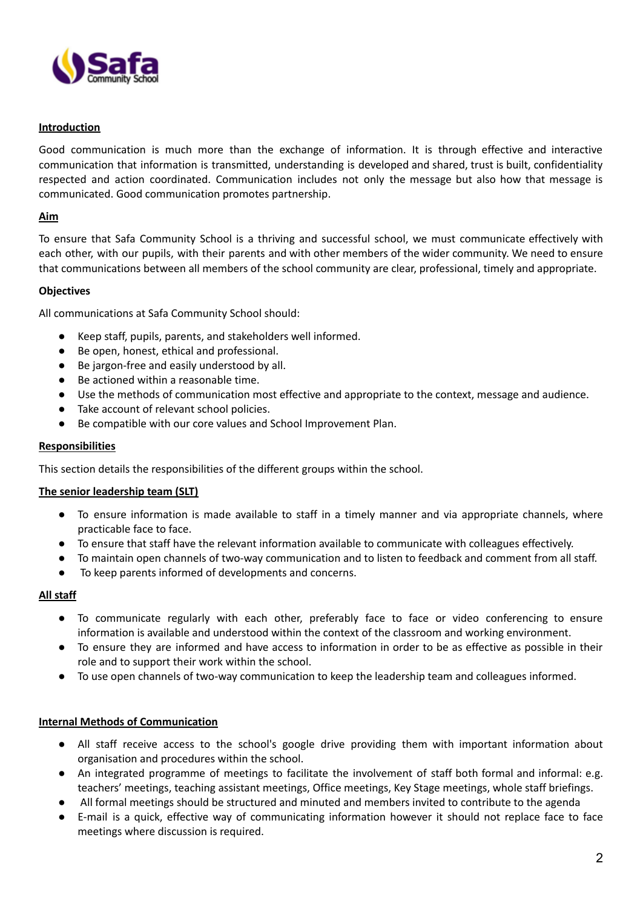## Introduction

Good communication is much more than the exchange of information. It is through effective and interactive communication that information is transmitted, understanding is developed and shared, trust is built, confidentiality respected and action coordinated. Communication includes not only the message but also how that message is communicated. Good communication promotes partnership.

## Aim

To ensure that Safa Community School is a thriving and successful school, we must communicate effectively with each other, with our pupils, with their parents and with other members of the wider community. We need to ensure that communications between all members of the school community are clear, professional, timely and appropriate.

**Objectives**

All communications at Safa Community School should:

- Keep staff, pupils, parents, and stakeholders well informed.
- Be open, honest, ethical and professional.
- Be jargon-free and easily understood by all.
- Be actioned within a reasonable time.
- Use the methods of communication most effective and appropriate to the context, message and audience.
- Take account of relevant school policies.
- Be compatible with our core values and School Improvement Plan.

## Responsibilities

This section details the responsibilities of the different groups within the school.

### The senior leadership team (SLT)

- To ensure information is made available to staff in a timely manner and via appropriate channels, where practicable face to face.
- To ensure that staff have the relevant information available to communicate with colleagues effectively.
- To maintain open channels of two-way communication and to listen to feedback and comment from all staff.
- To keep parents informed of developments and concerns.

### All staff

- To communicate regularly with each other, preferably face to face or video conferencing to ensure information is available and understood within the context of the classroom and working environment.
- To ensure they are informed and have access to information in order to be as effective as possible in their role and to support their work within the school.
- To use open channels of two-way communication to keep the leadership team and colleagues informed.

## Internal Methods of Communication

- All staff receive access to the school's google drive providing them with important information about organisation and procedures within the school.
- An integrated programme of meetings to facilitate the involvement of staff both formal and informal: e.g. teachers' meetings, teaching assistant meetings, Office meetings, Key Stage meetings, whole staff briefings.
- All formal meetings should be structured and minuted and members invited to contribute to the agenda
- E-mail is a quick, effective way of communicating information however it should not replace face to face meetings where discussion is required.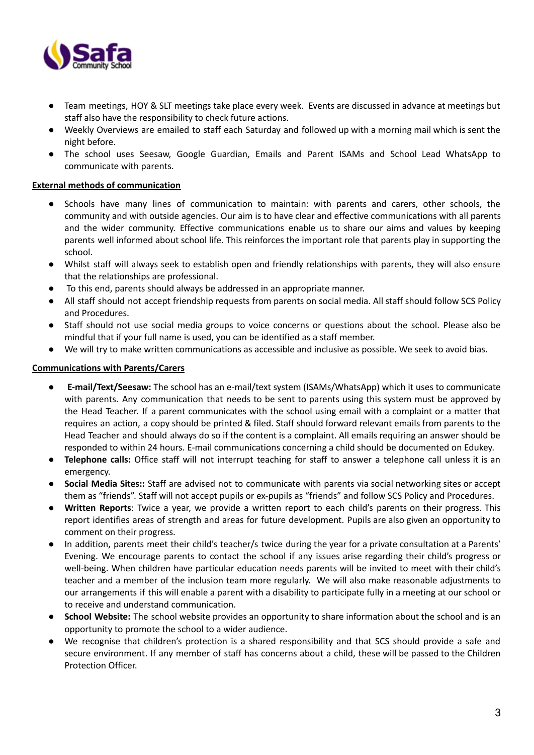- Team meetings, HOY & SLT meetings take place every week. Events are discussed in advance at meetings but staff also have the responsibility to check future actions.
- Weekly Overviews are emailed to staff each Saturday and followed up with a morning mail which is sent the night before.
- The school uses Seesaw, Google Guardian, Emails and Parent ISAMs and School Lead WhatsApp to communicate with parents.

**External methods of communication**

- Schools have many lines of communication to maintain: with parents and carers, other schools, the community and with outside agencies. Our aim is to have clear and effective communications with all parents and the wider community. Effective communications enable us to share our aims and values by keeping parents well informed about school life. This reinforces the important role that parents play in supporting the school.
- Whilst staff will always seek to establish open and friendly relationships with parents, they will also ensure that the relationships are professional.
- To this end, parents should always be addressed in an appropriate manner.
- All staff should not accept friendship requests from parents on social media. All staff should follow SCS Policy and Procedures.
- Staff should not use social media groups to voice concerns or questions about the school. Please also be mindful that if your full name is used, you can be identified as a staff member.
- We will try to make written communications as accessible and inclusive as possible. We seek to avoid bias.

**Communications with Parents/Carers**

- **E-mail/Text/Seesaw:** The school has an e-mail/text system (ISAMs/WhatsApp) which it uses to communicate with parents. Any communication that needs to be sent to parents using this system must be approved by the Head Teacher. If a parent communicates with the school using email with a complaint or a matter that requires an action, a copy should be printed & filed. Staff should forward relevant emails from parents to the Head Teacher and should always do so if the content is a complaint. All emails requiring an answer should be responded to within 24 hours. E-mail communications concerning a child should be documented on Edukey.
- **Telephone calls:** Office staff will not interrupt teaching for staff to answer a telephone call unless it is an emergency.
- **Social Media Sites::** Staff are advised not to communicate with parents via social networking sites or accept them as "friends". Staff will not accept pupils or ex-pupils as "friends" and follow SCS Policy and Procedures.
- **Written Reports**: Twice a year, we provide a written report to each child's parents on their progress. This report identifies areas of strength and areas for future development. Pupils are also given an opportunity to comment on their progress.
- In addition, parents meet their child's teacher/s twice during the year for a private consultation at a Parents' Evening. We encourage parents to contact the school if any issues arise regarding their child's progress or well-being. When children have particular education needs parents will be invited to meet with their child's teacher and a member of the inclusion team more regularly. We will also make reasonable adjustments to our arrangements if this will enable a parent with a disability to participate fully in a meeting at our school or to receive and understand communication.
- **School Website:** The school website provides an opportunity to share information about the school and is an opportunity to promote the school to a wider audience.
- We recognise that children's protection is a shared responsibility and that SCS should provide a safe and secure environment. If any member of staff has concerns about a child, these will be passed to the Children Protection Officer.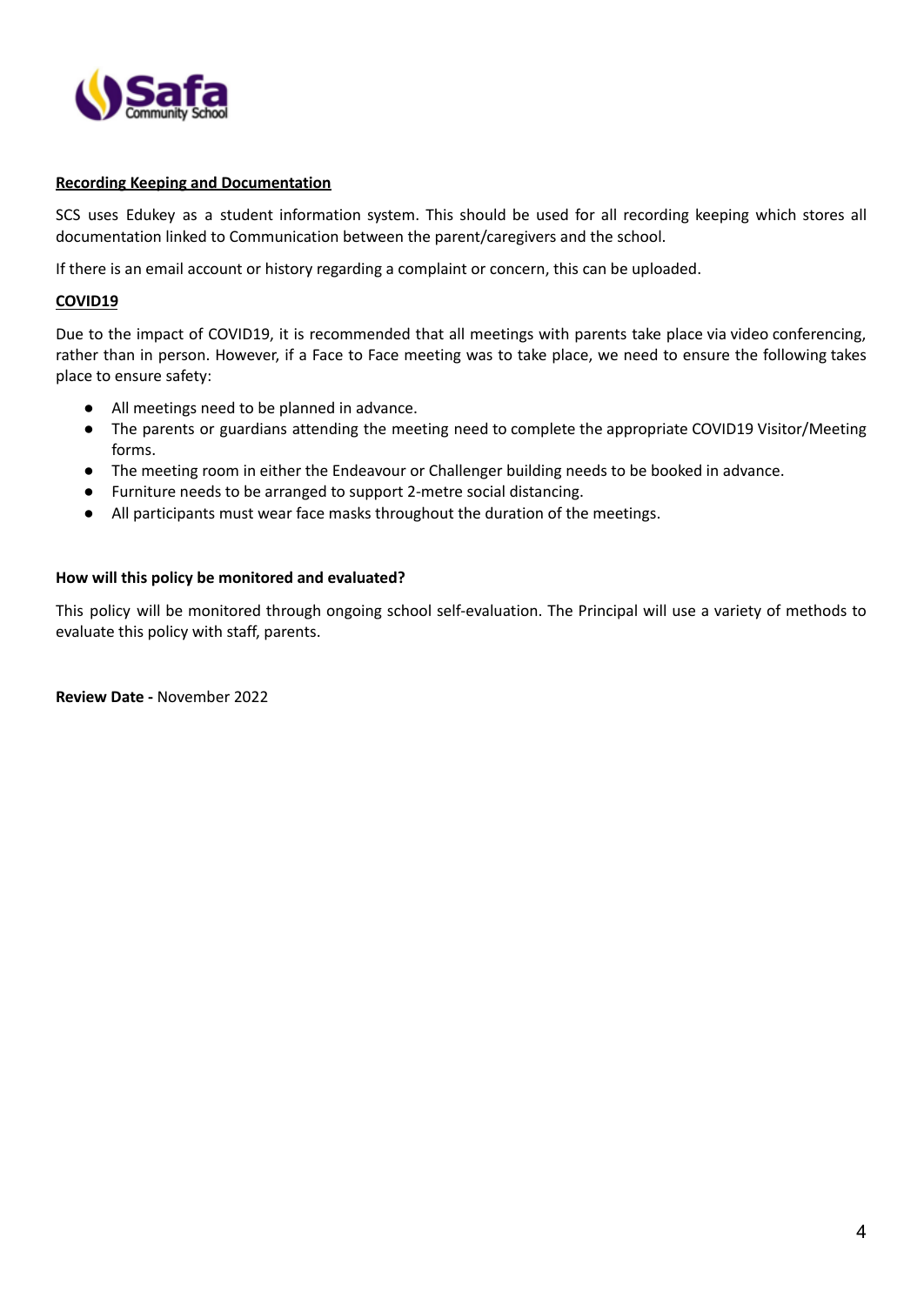## Recording Keeping and Documentation

SCS uses Edukey as a student information system. This should be used for all recording keeping which stores all documentation linked to Communication between the parent/caregivers and the school.

If there is an email account or history regarding a complaint or concern, this can be uploaded.

## COVID19

Due to the impact of COVID19, it is recommended that all meetings with parents take place via video conferencing, rather than in person. However, if a Face to Face meeting was to take place, we need to ensure the following takes place to ensure safety:

- All meetings need to be planned in advance.
- The parents or guardians attending the meeting need to complete the appropriate COVID19 Visitor/Meeting forms.
- The meeting room in either the Endeavour or Challenger building needs to be booked in advance.
- Furniture needs to be arranged to support 2-metre social distancing.
- All participants must wear face masks throughout the duration of the meetings.

**How will this policy be monitored and evaluated?**

This policy will be monitored through ongoing school self-evaluation. The Principal will use a variety of methods to evaluate this policy with staff, parents.

**Review Date -** November 2022